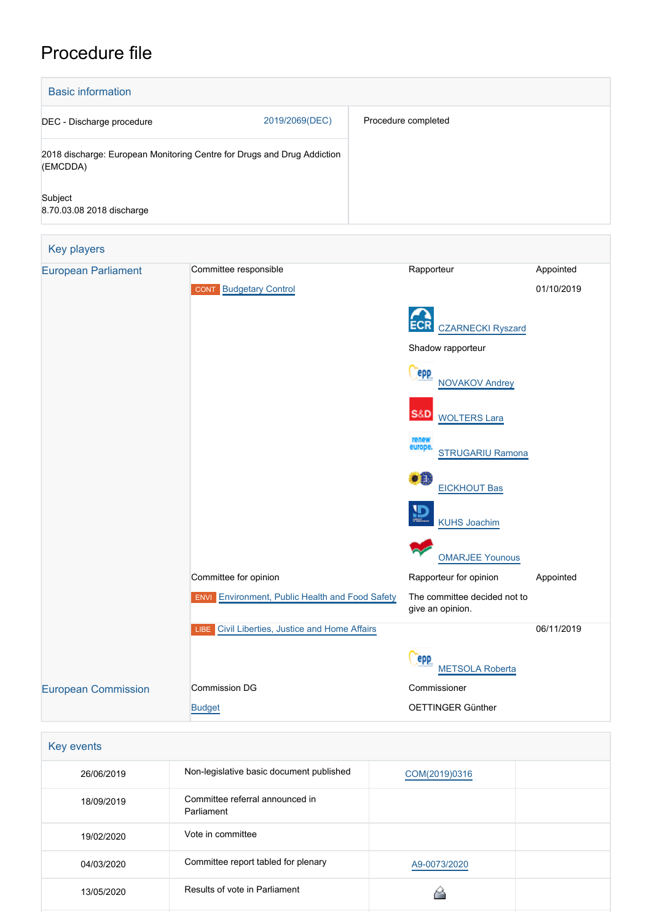# Procedure file

## Basic information

| | |
|---|---|
| DEC - Discharge procedure 2019/2069(DEC) | Procedure completed |
| 2018 discharge: European Monitoring Centre for Drugs and Drug Addiction (EMCDDA) | |
| Subject<br>8.70.03.08 2018 discharge | |

## Key players

| | | | |
|---|---|---|---|
| European Parliament | Committee responsible | Rapporteur | Appointed |
| | CONT Budgetary Control | | 01/10/2019 |
| | | ECR CZARNECKI Ryszard | |
| | | Shadow rapporteur | |
| | | EPP NOVAKOV Andrey | |
| | | S&D WOLTERS Lara | |
| | | Renew Europe STRUGARIU Ramona | |
| | | Greens/EFA EICKHOUT Bas | |
| | | ID KUHS Joachim | |
| | | GUE/NGL OMARJEE Younous | |
| | Committee for opinion | Rapporteur for opinion | Appointed |
| | ENVI Environment, Public Health and Food Safety | The committee decided not to give an opinion. | |
| | LIBE Civil Liberties, Justice and Home Affairs | | 06/11/2019 |
| | | EPP METSOLA Roberta | |
| European Commission | Commission DG | Commissioner | |
| | Budget | OETTINGER Günther | |

## Key events

| | | | |
|---|---|---|---|
| 26/06/2019 | Non-legislative basic document published | COM(2019)0316 | |
| 18/09/2019 | Committee referral announced in Parliament | | |
| 19/02/2020 | Vote in committee | | |
| 04/03/2020 | Committee report tabled for plenary | A9-0073/2020 | |
| 13/05/2020 | Results of vote in Parliament | | |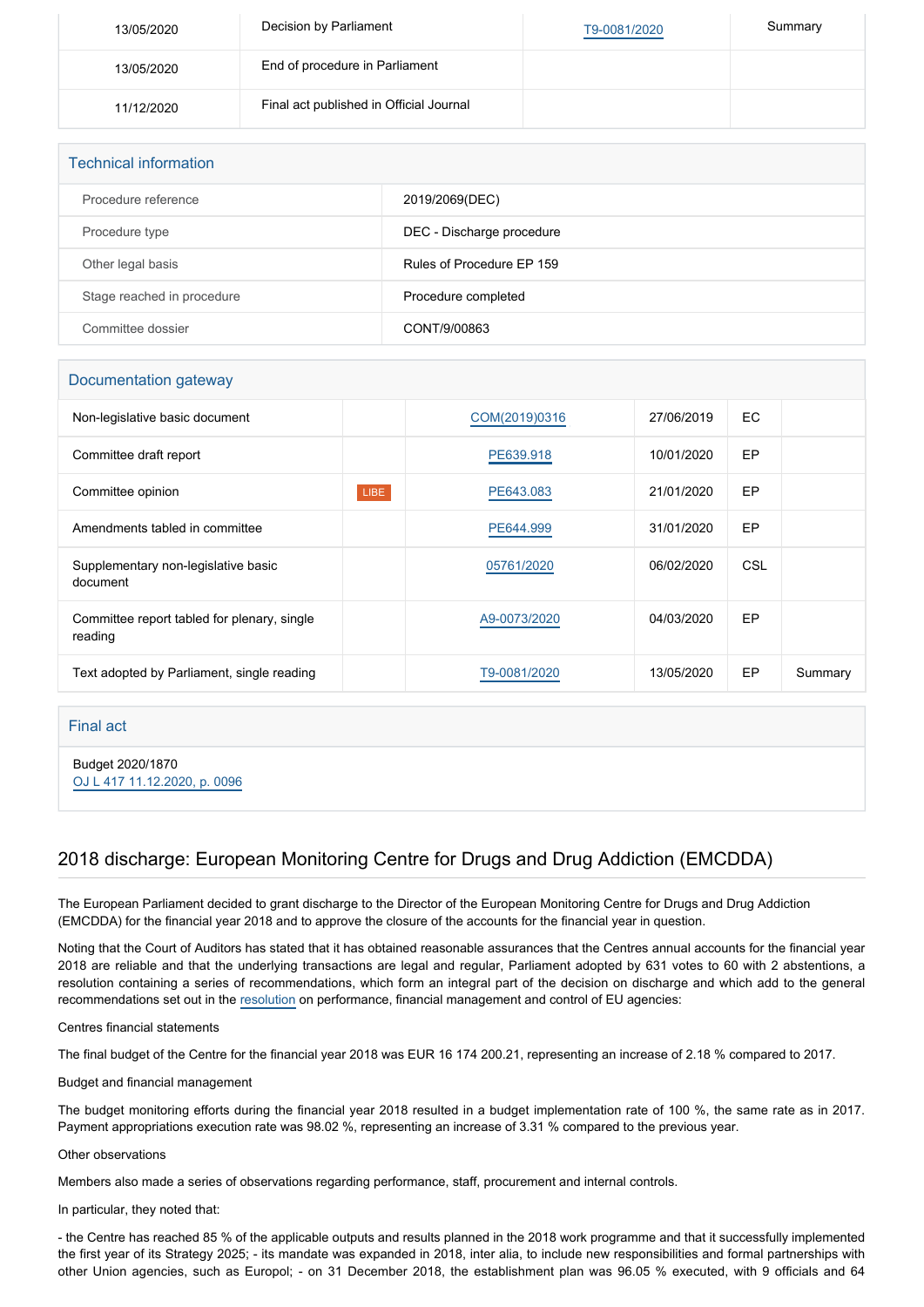| | | | |
|---|---|---|---|
| 13/05/2020 | Decision by Parliament | T9-0081/2020 | Summary |
| 13/05/2020 | End of procedure in Parliament | | |
| 11/12/2020 | Final act published in Official Journal | | |

## Technical information

| | |
|---|---|
| Procedure reference | 2019/2069(DEC) |
| Procedure type | DEC - Discharge procedure |
| Other legal basis | Rules of Procedure EP 159 |
| Stage reached in procedure | Procedure completed |
| Committee dossier | CONT/9/00863 |

## Documentation gateway

| | | | | | |
|---|---|---|---|---|---|
| Non-legislative basic document | | COM(2019)0316 | 27/06/2019 | EC | |
| Committee draft report | | PE639.918 | 10/01/2020 | EP | |
| Committee opinion | LIBE | PE643.083 | 21/01/2020 | EP | |
| Amendments tabled in committee | | PE644.999 | 31/01/2020 | EP | |
| Supplementary non-legislative basic document | | 05761/2020 | 06/02/2020 | CSL | |
| Committee report tabled for plenary, single reading | | A9-0073/2020 | 04/03/2020 | EP | |
| Text adopted by Parliament, single reading | | T9-0081/2020 | 13/05/2020 | EP | Summary |

## Final act

Budget 2020/1870
OJ L 417 11.12.2020, p. 0096

## 2018 discharge: European Monitoring Centre for Drugs and Drug Addiction (EMCDDA)

The European Parliament decided to grant discharge to the Director of the European Monitoring Centre for Drugs and Drug Addiction (EMCDDA) for the financial year 2018 and to approve the closure of the accounts for the financial year in question.

Noting that the Court of Auditors has stated that it has obtained reasonable assurances that the Centres annual accounts for the financial year 2018 are reliable and that the underlying transactions are legal and regular, Parliament adopted by 631 votes to 60 with 2 abstentions, a resolution containing a series of recommendations, which form an integral part of the decision on discharge and which add to the general recommendations set out in the resolution on performance, financial management and control of EU agencies:

Centres financial statements

The final budget of the Centre for the financial year 2018 was EUR 16 174 200.21, representing an increase of 2.18 % compared to 2017.

Budget and financial management

The budget monitoring efforts during the financial year 2018 resulted in a budget implementation rate of 100 %, the same rate as in 2017. Payment appropriations execution rate was 98.02 %, representing an increase of 3.31 % compared to the previous year.

Other observations

Members also made a series of observations regarding performance, staff, procurement and internal controls.

In particular, they noted that:

- the Centre has reached 85 % of the applicable outputs and results planned in the 2018 work programme and that it successfully implemented the first year of its Strategy 2025; - its mandate was expanded in 2018, inter alia, to include new responsibilities and formal partnerships with other Union agencies, such as Europol; - on 31 December 2018, the establishment plan was 96.05 % executed, with 9 officials and 64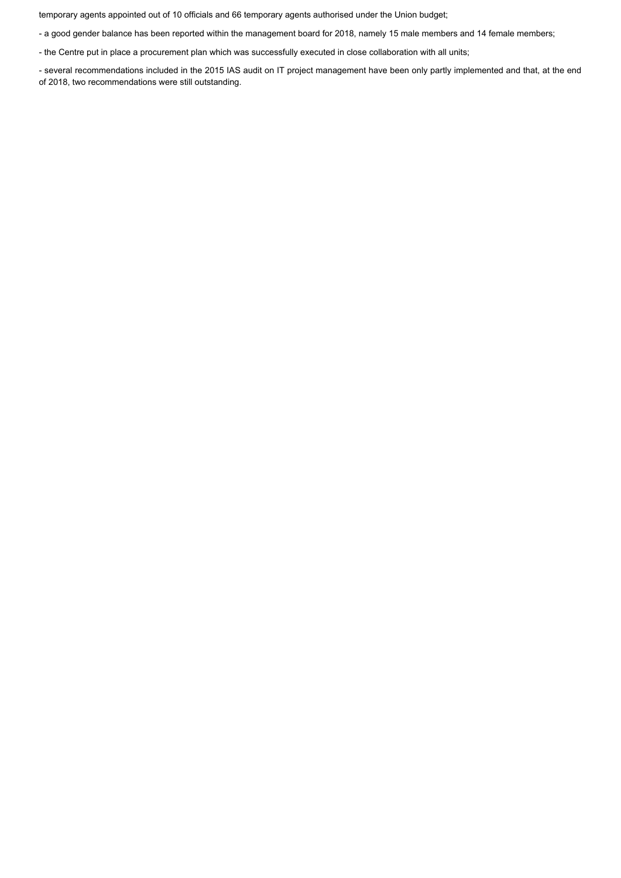temporary agents appointed out of 10 officials and 66 temporary agents authorised under the Union budget;

- a good gender balance has been reported within the management board for 2018, namely 15 male members and 14 female members;

- the Centre put in place a procurement plan which was successfully executed in close collaboration with all units;

- several recommendations included in the 2015 IAS audit on IT project management have been only partly implemented and that, at the end of 2018, two recommendations were still outstanding.